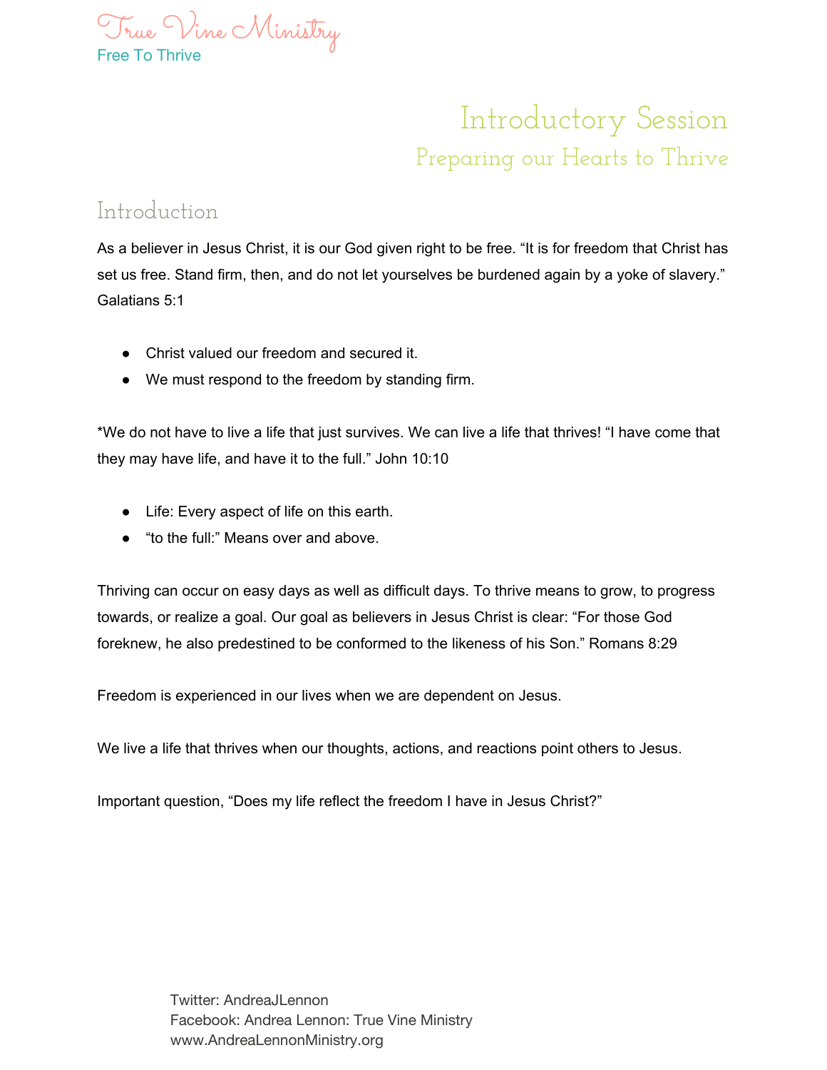True Vine Ministry

Free To Thrive

# Introductory Session

## Preparing our Hearts to Thrive

### Introduction

As a believer in Jesus Christ, it is our God given right to be free. “It is for freedom that Christ has set us free. Stand firm, then, and do not let yourselves be burdened again by a yoke of slavery.” Galatians 5:1

- Christ valued our freedom and secured it.
- We must respond to the freedom by standing firm.

*We do not have to live a life that just survives. We can live a life that thrives! “I have come that they may have life, and have it to the full.” John 10:10

- Life: Every aspect of life on this earth.
- “to the full:” Means over and above.

Thriving can occur on easy days as well as difficult days. To thrive means to grow, to progress towards, or realize a goal. Our goal as believers in Jesus Christ is clear: “For those God foreknew, he also predestined to be conformed to the likeness of his Son.” Romans 8:29

Freedom is experienced in our lives when we are dependent on Jesus.

We live a life that thrives when our thoughts, actions, and reactions point others to Jesus.

Important question, “Does my life reflect the freedom I have in Jesus Christ?”

Twitter: AndreaJLennon
Facebook: Andrea Lennon: True Vine Ministry
www.AndreaLennonMinistry.org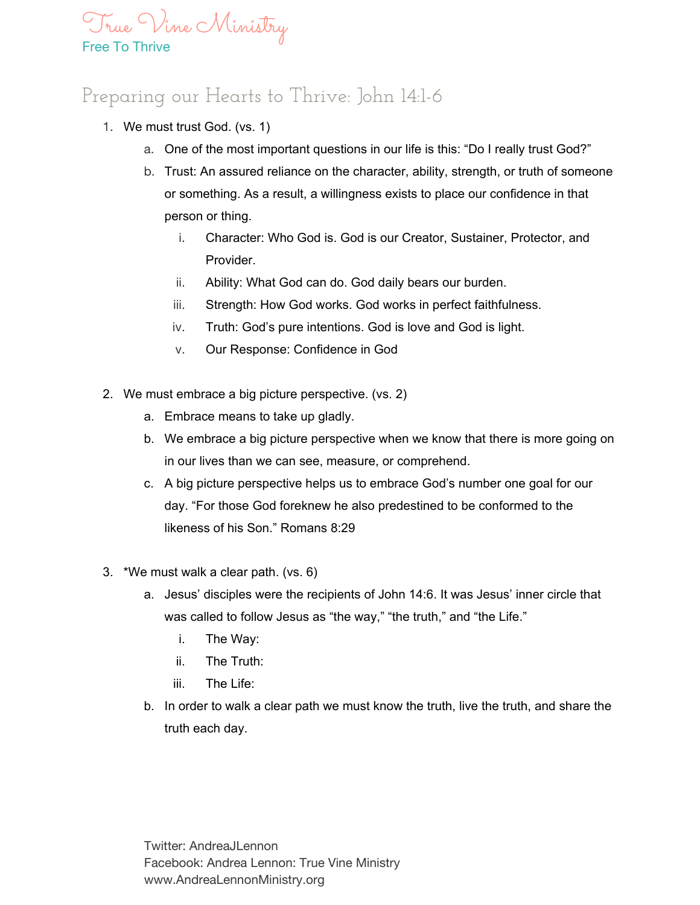True Vine Ministry
Free To Thrive

# Preparing our Hearts to Thrive: John 14:1-6

1. We must trust God. (vs. 1)
   a. One of the most important questions in our life is this: “Do I really trust God?”
   b. Trust: An assured reliance on the character, ability, strength, or truth of someone or something. As a result, a willingness exists to place our confidence in that person or thing.
      i. Character: Who God is. God is our Creator, Sustainer, Protector, and Provider.
      ii. Ability: What God can do. God daily bears our burden.
      iii. Strength: How God works. God works in perfect faithfulness.
      iv. Truth: God’s pure intentions. God is love and God is light.
      v. Our Response: Confidence in God

2. We must embrace a big picture perspective. (vs. 2)
   a. Embrace means to take up gladly.
   b. We embrace a big picture perspective when we know that there is more going on in our lives than we can see, measure, or comprehend.
   c. A big picture perspective helps us to embrace God’s number one goal for our day. “For those God foreknew he also predestined to be conformed to the likeness of his Son.” Romans 8:29

3. *We must walk a clear path. (vs. 6)
   a. Jesus’ disciples were the recipients of John 14:6. It was Jesus’ inner circle that was called to follow Jesus as “the way,” “the truth,” and “the Life.”
      i. The Way:
      ii. The Truth:
      iii. The Life:
   b. In order to walk a clear path we must know the truth, live the truth, and share the truth each day.

Twitter: AndreaJLennon
Facebook: Andrea Lennon: True Vine Ministry
www.AndreaLennonMinistry.org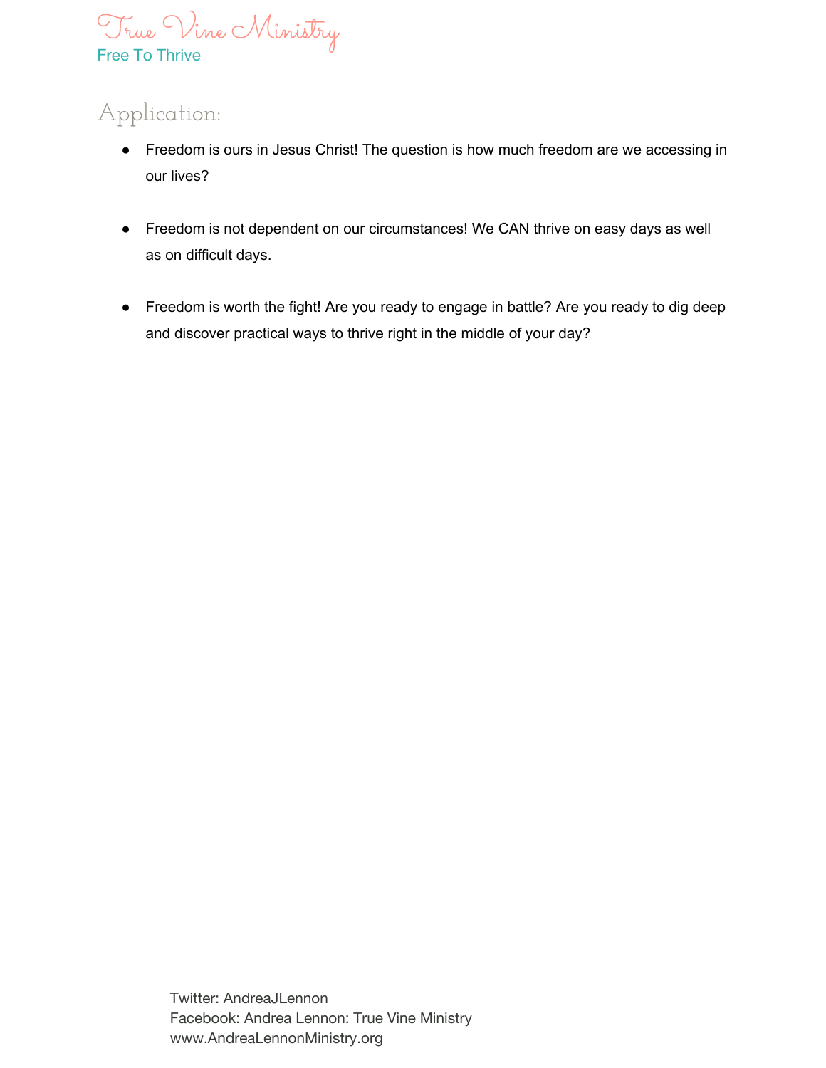## Application:

- Freedom is ours in Jesus Christ! The question is how much freedom are we accessing in our lives?

- Freedom is not dependent on our circumstances! We CAN thrive on easy days as well as on difficult days.

- Freedom is worth the fight! Are you ready to engage in battle? Are you ready to dig deep and discover practical ways to thrive right in the middle of your day?